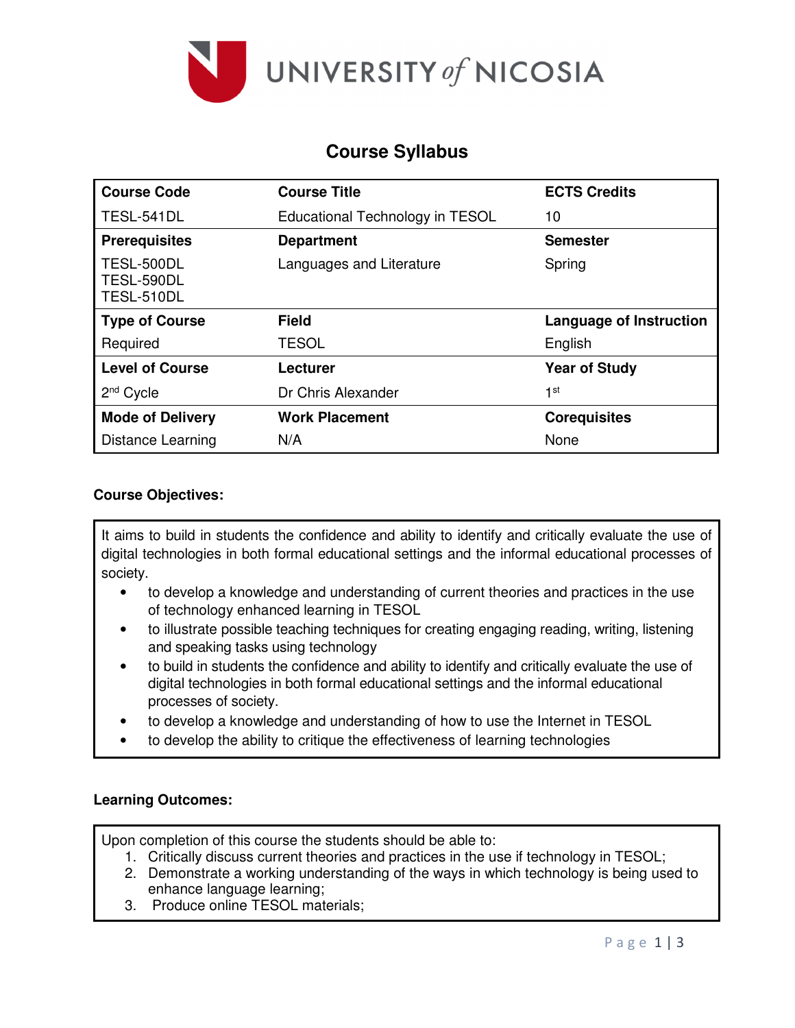UNIVERSITY *of* NICOSIA

# Course Syllabus

| Course Code | Course Title | ECTS Credits |
|---|---|---|
| TESL-541DL | Educational Technology in TESOL | 10 |
| **Prerequisites** | **Department** | **Semester** |
| TESL-500DL<br>TESL-590DL<br>TESL-510DL | Languages and Literature | Spring |
| **Type of Course** | **Field** | **Language of Instruction** |
| Required | TESOL | English |
| **Level of Course** | **Lecturer** | **Year of Study** |
| 2nd Cycle | Dr Chris Alexander | 1st |
| **Mode of Delivery** | **Work Placement** | **Corequisites** |
| Distance Learning | N/A | None |

**Course Objectives:**

It aims to build in students the confidence and ability to identify and critically evaluate the use of digital technologies in both formal educational settings and the informal educational processes of society.

- to develop a knowledge and understanding of current theories and practices in the use of technology enhanced learning in TESOL
- to illustrate possible teaching techniques for creating engaging reading, writing, listening and speaking tasks using technology
- to build in students the confidence and ability to identify and critically evaluate the use of digital technologies in both formal educational settings and the informal educational processes of society.
- to develop a knowledge and understanding of how to use the Internet in TESOL
- to develop the ability to critique the effectiveness of learning technologies

**Learning Outcomes:**

Upon completion of this course the students should be able to:

1. Critically discuss current theories and practices in the use if technology in TESOL;
2. Demonstrate a working understanding of the ways in which technology is being used to enhance language learning;
3. Produce online TESOL materials;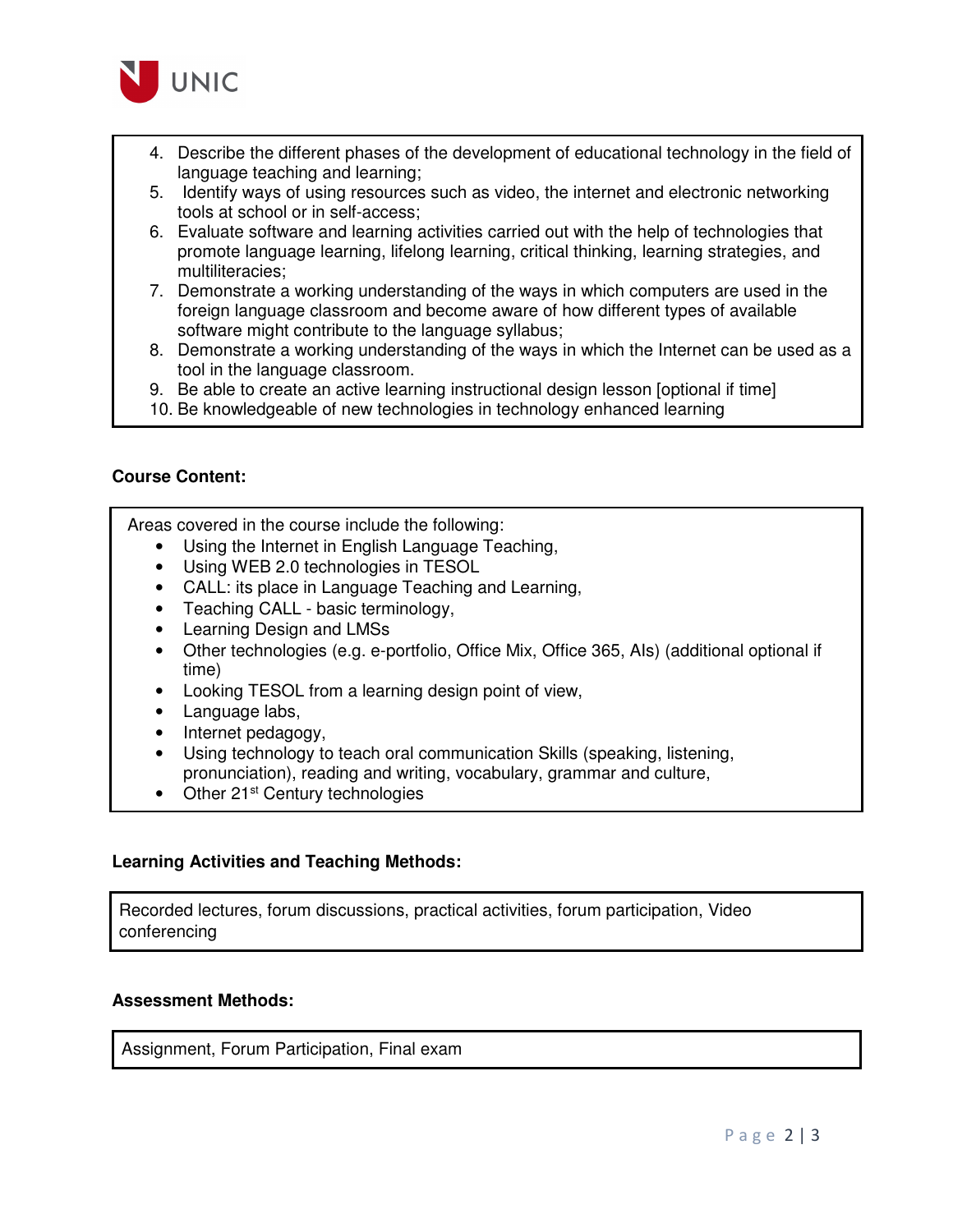4. Describe the different phases of the development of educational technology in the field of language teaching and learning;
5. Identify ways of using resources such as video, the internet and electronic networking tools at school or in self-access;
6. Evaluate software and learning activities carried out with the help of technologies that promote language learning, lifelong learning, critical thinking, learning strategies, and multiliteracies;
7. Demonstrate a working understanding of the ways in which computers are used in the foreign language classroom and become aware of how different types of available software might contribute to the language syllabus;
8. Demonstrate a working understanding of the ways in which the Internet can be used as a tool in the language classroom.
9. Be able to create an active learning instructional design lesson [optional if time]
10. Be knowledgeable of new technologies in technology enhanced learning

**Course Content:**

Areas covered in the course include the following:

- Using the Internet in English Language Teaching,
- Using WEB 2.0 technologies in TESOL
- CALL: its place in Language Teaching and Learning,
- Teaching CALL - basic terminology,
- Learning Design and LMSs
- Other technologies (e.g. e-portfolio, Office Mix, Office 365, AIs) (additional optional if time)
- Looking TESOL from a learning design point of view,
- Language labs,
- Internet pedagogy,
- Using technology to teach oral communication Skills (speaking, listening, pronunciation), reading and writing, vocabulary, grammar and culture,
- Other 21st Century technologies

**Learning Activities and Teaching Methods:**

Recorded lectures, forum discussions, practical activities, forum participation, Video conferencing

**Assessment Methods:**

Assignment, Forum Participation, Final exam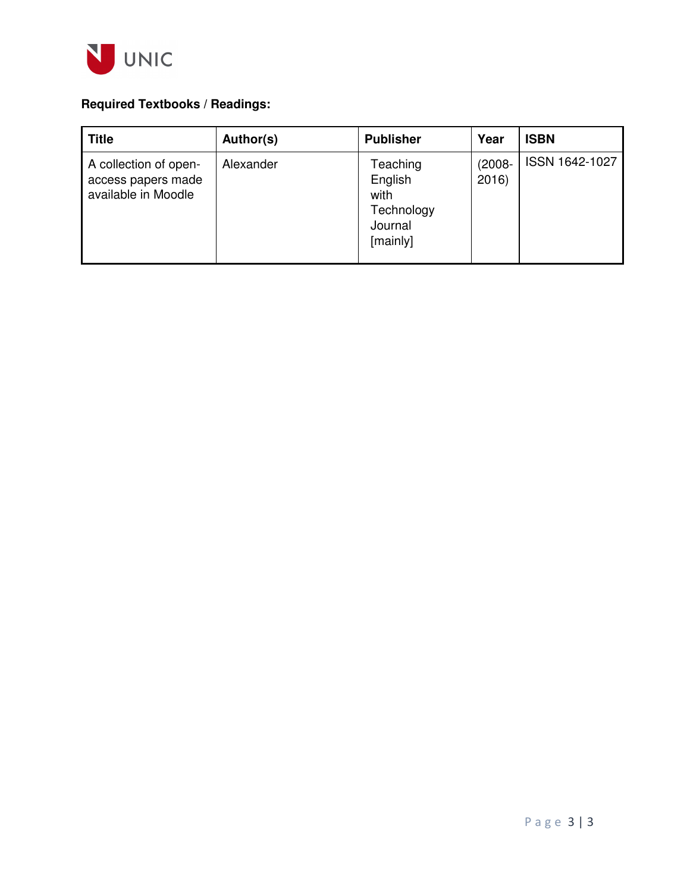**Required Textbooks / Readings:**

| Title | Author(s) | Publisher | Year | ISBN |
|---|---|---|---|---|
| A collection of open-access papers made available in Moodle | Alexander | Teaching English with Technology Journal [mainly] | (2008-2016) | ISSN 1642-1027 |